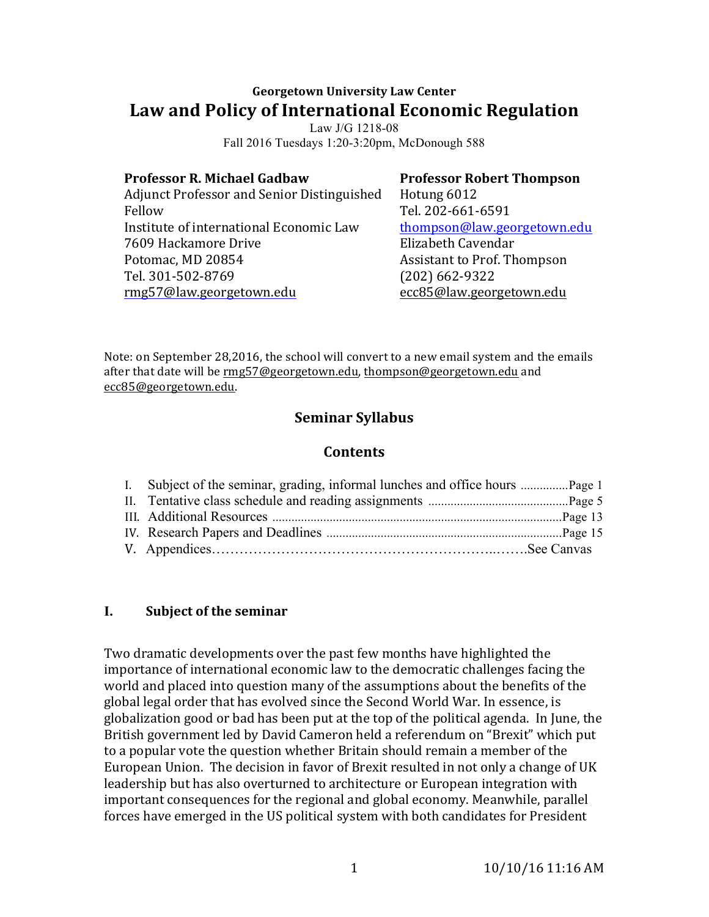**Georgetown University Law Center**

# Law and Policy of International Economic Regulation

Law J/G 1218-08
Fall 2016 Tuesdays 1:20-3:20pm, McDonough 588

**Professor R. Michael Gadbaw**
Adjunct Professor and Senior Distinguished Fellow
Institute of international Economic Law
7609 Hackamore Drive
Potomac, MD 20854
Tel. 301-502-8769
rmg57@law.georgetown.edu

**Professor Robert Thompson**
Hotung 6012
Tel. 202-661-6591
thompson@law.georgetown.edu
Elizabeth Cavendar
Assistant to Prof. Thompson
(202) 662-9322
ecc85@law.georgetown.edu

Note: on September 28,2016, the school will convert to a new email system and the emails after that date will be rmg57@georgetown.edu, thompson@georgetown.edu and ecc85@georgetown.edu.

## Seminar Syllabus

### Contents

I. Subject of the seminar, grading, informal lunches and office hours ...............Page 1
II. Tentative class schedule and reading assignments ...........................................Page 5
III. Additional Resources ..........................................................................................Page 13
IV. Research Papers and Deadlines .........................................................................Page 15
V. Appendices……………………………………………………..…….See Canvas

## I. Subject of the seminar

Two dramatic developments over the past few months have highlighted the importance of international economic law to the democratic challenges facing the world and placed into question many of the assumptions about the benefits of the global legal order that has evolved since the Second World War. In essence, is globalization good or bad has been put at the top of the political agenda. In June, the British government led by David Cameron held a referendum on "Brexit" which put to a popular vote the question whether Britain should remain a member of the European Union. The decision in favor of Brexit resulted in not only a change of UK leadership but has also overturned to architecture or European integration with important consequences for the regional and global economy. Meanwhile, parallel forces have emerged in the US political system with both candidates for President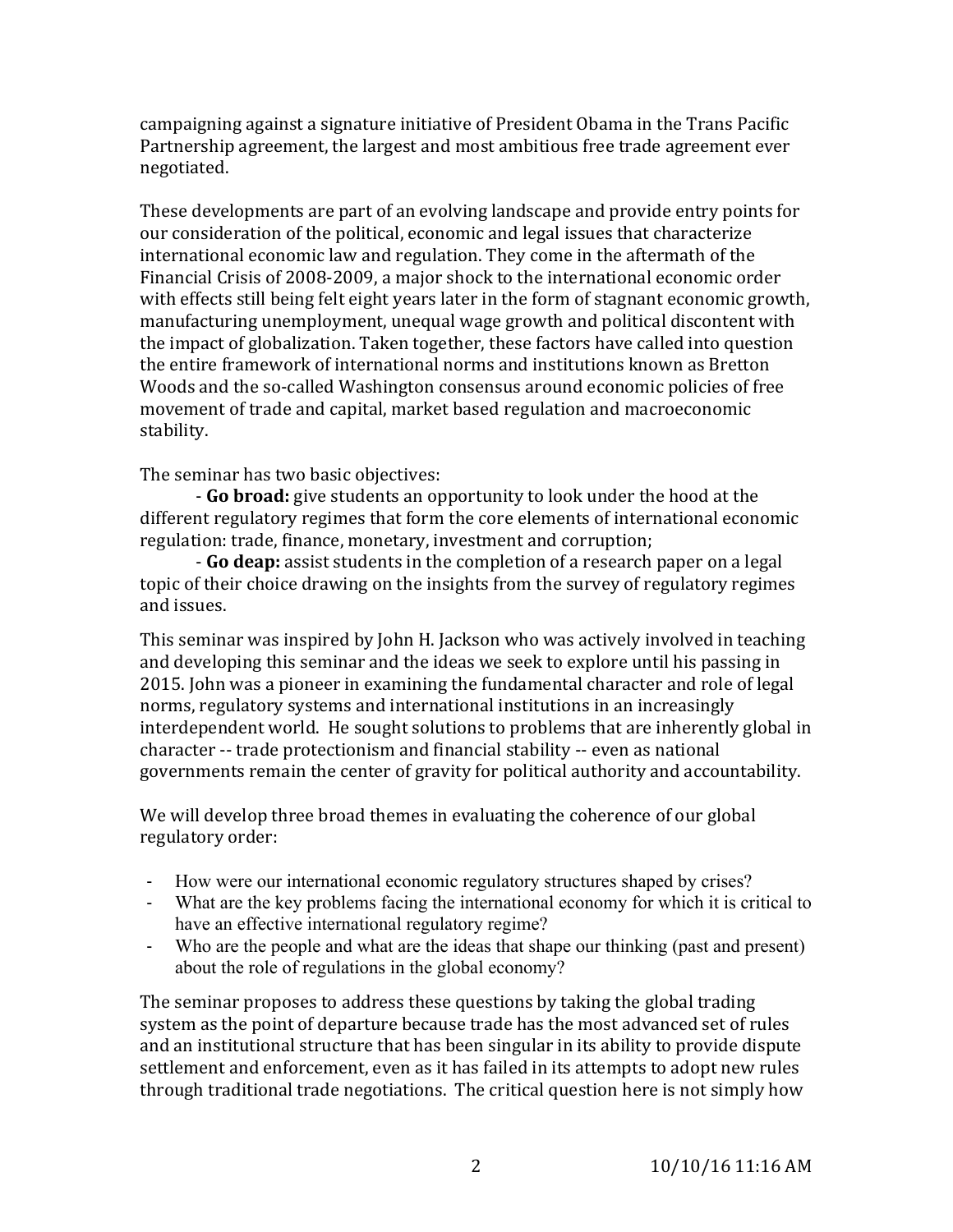campaigning against a signature initiative of President Obama in the Trans Pacific Partnership agreement, the largest and most ambitious free trade agreement ever negotiated.

These developments are part of an evolving landscape and provide entry points for our consideration of the political, economic and legal issues that characterize international economic law and regulation. They come in the aftermath of the Financial Crisis of 2008-2009, a major shock to the international economic order with effects still being felt eight years later in the form of stagnant economic growth, manufacturing unemployment, unequal wage growth and political discontent with the impact of globalization. Taken together, these factors have called into question the entire framework of international norms and institutions known as Bretton Woods and the so-called Washington consensus around economic policies of free movement of trade and capital, market based regulation and macroeconomic stability.

The seminar has two basic objectives:

- **Go broad:** give students an opportunity to look under the hood at the different regulatory regimes that form the core elements of international economic regulation: trade, finance, monetary, investment and corruption;
- **Go deap:** assist students in the completion of a research paper on a legal topic of their choice drawing on the insights from the survey of regulatory regimes and issues.

This seminar was inspired by John H. Jackson who was actively involved in teaching and developing this seminar and the ideas we seek to explore until his passing in 2015. John was a pioneer in examining the fundamental character and role of legal norms, regulatory systems and international institutions in an increasingly interdependent world. He sought solutions to problems that are inherently global in character -- trade protectionism and financial stability -- even as national governments remain the center of gravity for political authority and accountability.

We will develop three broad themes in evaluating the coherence of our global regulatory order:

- How were our international economic regulatory structures shaped by crises?
- What are the key problems facing the international economy for which it is critical to have an effective international regulatory regime?
- Who are the people and what are the ideas that shape our thinking (past and present) about the role of regulations in the global economy?

The seminar proposes to address these questions by taking the global trading system as the point of departure because trade has the most advanced set of rules and an institutional structure that has been singular in its ability to provide dispute settlement and enforcement, even as it has failed in its attempts to adopt new rules through traditional trade negotiations. The critical question here is not simply how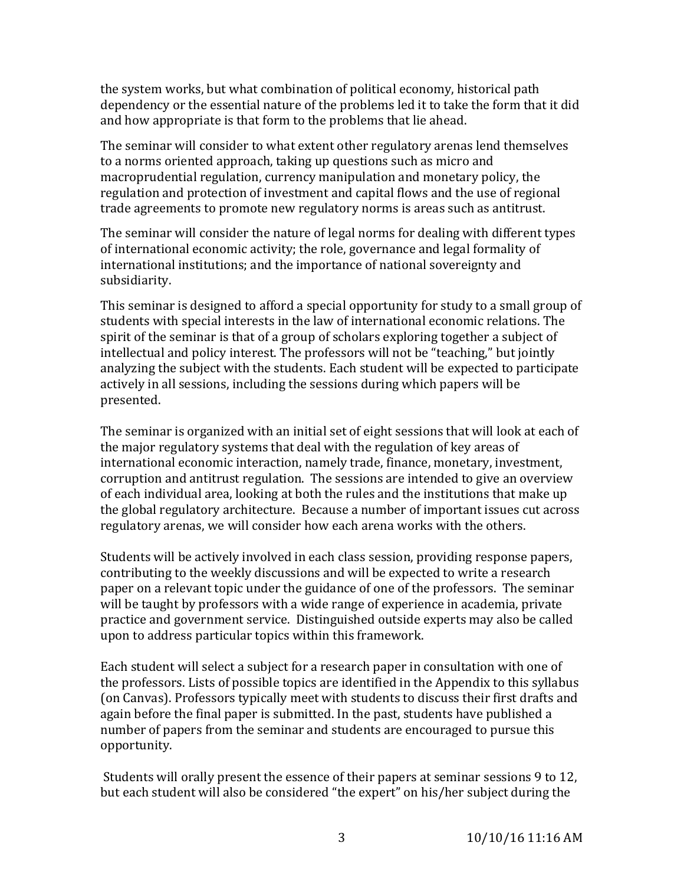the system works, but what combination of political economy, historical path dependency or the essential nature of the problems led it to take the form that it did and how appropriate is that form to the problems that lie ahead.

The seminar will consider to what extent other regulatory arenas lend themselves to a norms oriented approach, taking up questions such as micro and macroprudential regulation, currency manipulation and monetary policy, the regulation and protection of investment and capital flows and the use of regional trade agreements to promote new regulatory norms is areas such as antitrust.

The seminar will consider the nature of legal norms for dealing with different types of international economic activity; the role, governance and legal formality of international institutions; and the importance of national sovereignty and subsidiarity.

This seminar is designed to afford a special opportunity for study to a small group of students with special interests in the law of international economic relations. The spirit of the seminar is that of a group of scholars exploring together a subject of intellectual and policy interest. The professors will not be "teaching," but jointly analyzing the subject with the students. Each student will be expected to participate actively in all sessions, including the sessions during which papers will be presented.

The seminar is organized with an initial set of eight sessions that will look at each of the major regulatory systems that deal with the regulation of key areas of international economic interaction, namely trade, finance, monetary, investment, corruption and antitrust regulation. The sessions are intended to give an overview of each individual area, looking at both the rules and the institutions that make up the global regulatory architecture. Because a number of important issues cut across regulatory arenas, we will consider how each arena works with the others.

Students will be actively involved in each class session, providing response papers, contributing to the weekly discussions and will be expected to write a research paper on a relevant topic under the guidance of one of the professors. The seminar will be taught by professors with a wide range of experience in academia, private practice and government service. Distinguished outside experts may also be called upon to address particular topics within this framework.

Each student will select a subject for a research paper in consultation with one of the professors. Lists of possible topics are identified in the Appendix to this syllabus (on Canvas). Professors typically meet with students to discuss their first drafts and again before the final paper is submitted. In the past, students have published a number of papers from the seminar and students are encouraged to pursue this opportunity.

Students will orally present the essence of their papers at seminar sessions 9 to 12, but each student will also be considered "the expert" on his/her subject during the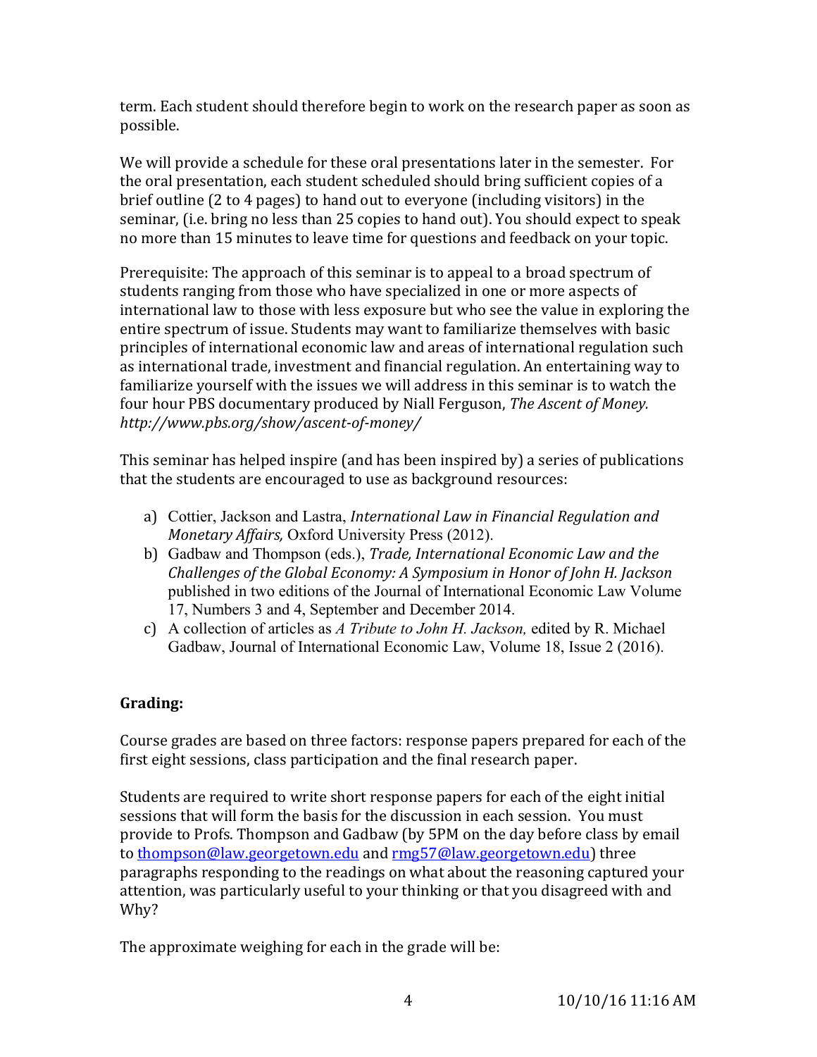term. Each student should therefore begin to work on the research paper as soon as possible.

We will provide a schedule for these oral presentations later in the semester. For the oral presentation, each student scheduled should bring sufficient copies of a brief outline (2 to 4 pages) to hand out to everyone (including visitors) in the seminar, (i.e. bring no less than 25 copies to hand out). You should expect to speak no more than 15 minutes to leave time for questions and feedback on your topic.

Prerequisite: The approach of this seminar is to appeal to a broad spectrum of students ranging from those who have specialized in one or more aspects of international law to those with less exposure but who see the value in exploring the entire spectrum of issue. Students may want to familiarize themselves with basic principles of international economic law and areas of international regulation such as international trade, investment and financial regulation. An entertaining way to familiarize yourself with the issues we will address in this seminar is to watch the four hour PBS documentary produced by Niall Ferguson, *The Ascent of Money. http://www.pbs.org/show/ascent-of-money/*

This seminar has helped inspire (and has been inspired by) a series of publications that the students are encouraged to use as background resources:

a) Cottier, Jackson and Lastra, *International Law in Financial Regulation and Monetary Affairs,* Oxford University Press (2012).
b) Gadbaw and Thompson (eds.), *Trade, International Economic Law and the Challenges of the Global Economy: A Symposium in Honor of John H. Jackson* published in two editions of the Journal of International Economic Law Volume 17, Numbers 3 and 4, September and December 2014.
c) A collection of articles as *A Tribute to John H. Jackson,* edited by R. Michael Gadbaw, Journal of International Economic Law, Volume 18, Issue 2 (2016).

**Grading:**

Course grades are based on three factors: response papers prepared for each of the first eight sessions, class participation and the final research paper.

Students are required to write short response papers for each of the eight initial sessions that will form the basis for the discussion in each session. You must provide to Profs. Thompson and Gadbaw (by 5PM on the day before class by email to thompson@law.georgetown.edu and rmg57@law.georgetown.edu) three paragraphs responding to the readings on what about the reasoning captured your attention, was particularly useful to your thinking or that you disagreed with and Why?

The approximate weighing for each in the grade will be: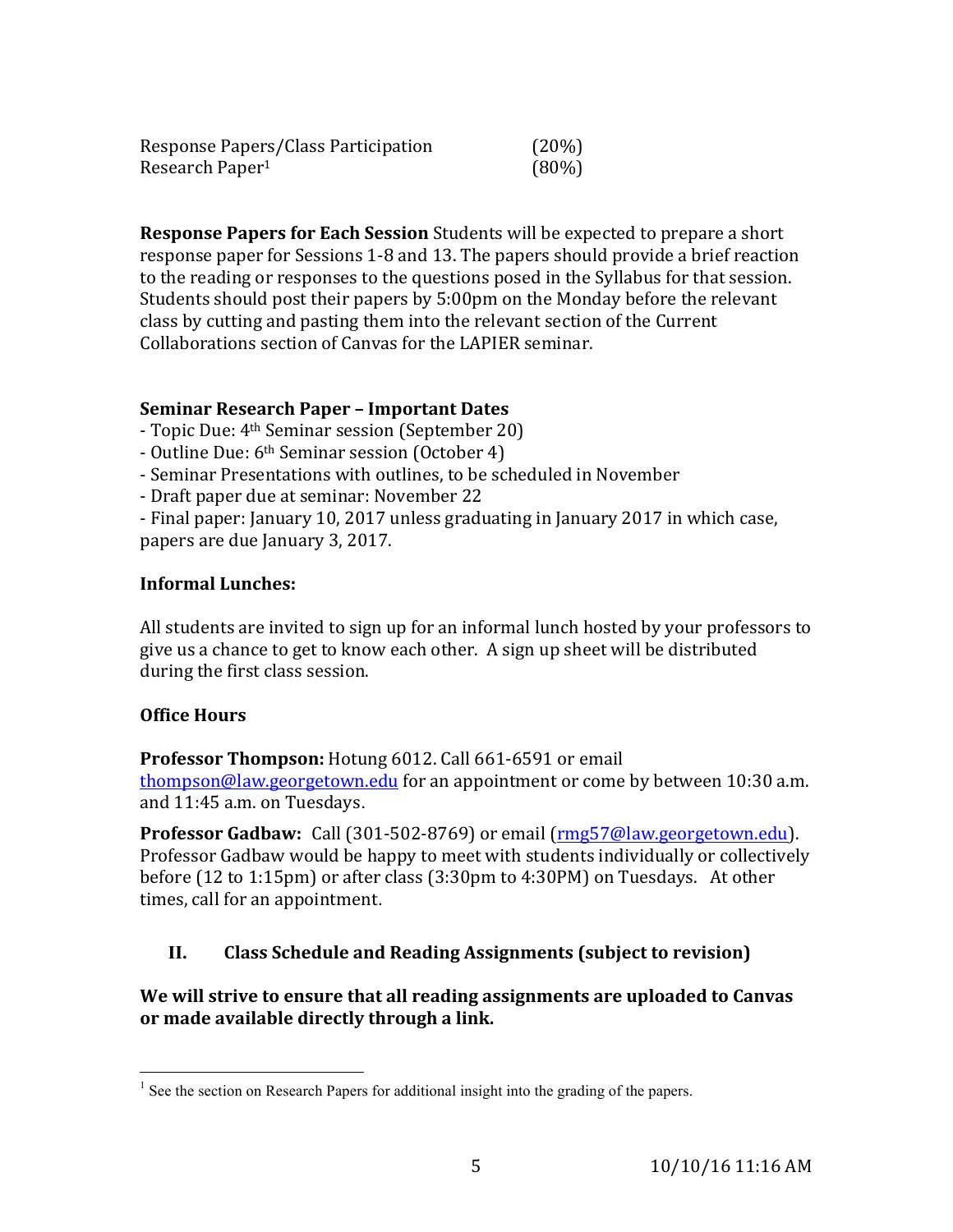| | |
|---|---|
| Response Papers/Class Participation | (20%) |
| Research Paper[1] | (80%) |

**Response Papers for Each Session** Students will be expected to prepare a short response paper for Sessions 1-8 and 13. The papers should provide a brief reaction to the reading or responses to the questions posed in the Syllabus for that session. Students should post their papers by 5:00pm on the Monday before the relevant class by cutting and pasting them into the relevant section of the Current Collaborations section of Canvas for the LAPIER seminar.

**Seminar Research Paper – Important Dates**

- Topic Due: 4th Seminar session (September 20)
- Outline Due: 6th Seminar session (October 4)
- Seminar Presentations with outlines, to be scheduled in November
- Draft paper due at seminar: November 22
- Final paper: January 10, 2017 unless graduating in January 2017 in which case, papers are due January 3, 2017.

**Informal Lunches:**

All students are invited to sign up for an informal lunch hosted by your professors to give us a chance to get to know each other. A sign up sheet will be distributed during the first class session.

**Office Hours**

**Professor Thompson:** Hotung 6012. Call 661-6591 or email thompson@law.georgetown.edu for an appointment or come by between 10:30 a.m. and 11:45 a.m. on Tuesdays.

**Professor Gadbaw:** Call (301-502-8769) or email (rmg57@law.georgetown.edu). Professor Gadbaw would be happy to meet with students individually or collectively before (12 to 1:15pm) or after class (3:30pm to 4:30PM) on Tuesdays. At other times, call for an appointment.

## II. Class Schedule and Reading Assignments (subject to revision)

**We will strive to ensure that all reading assignments are uploaded to Canvas or made available directly through a link.**

[1] See the section on Research Papers for additional insight into the grading of the papers.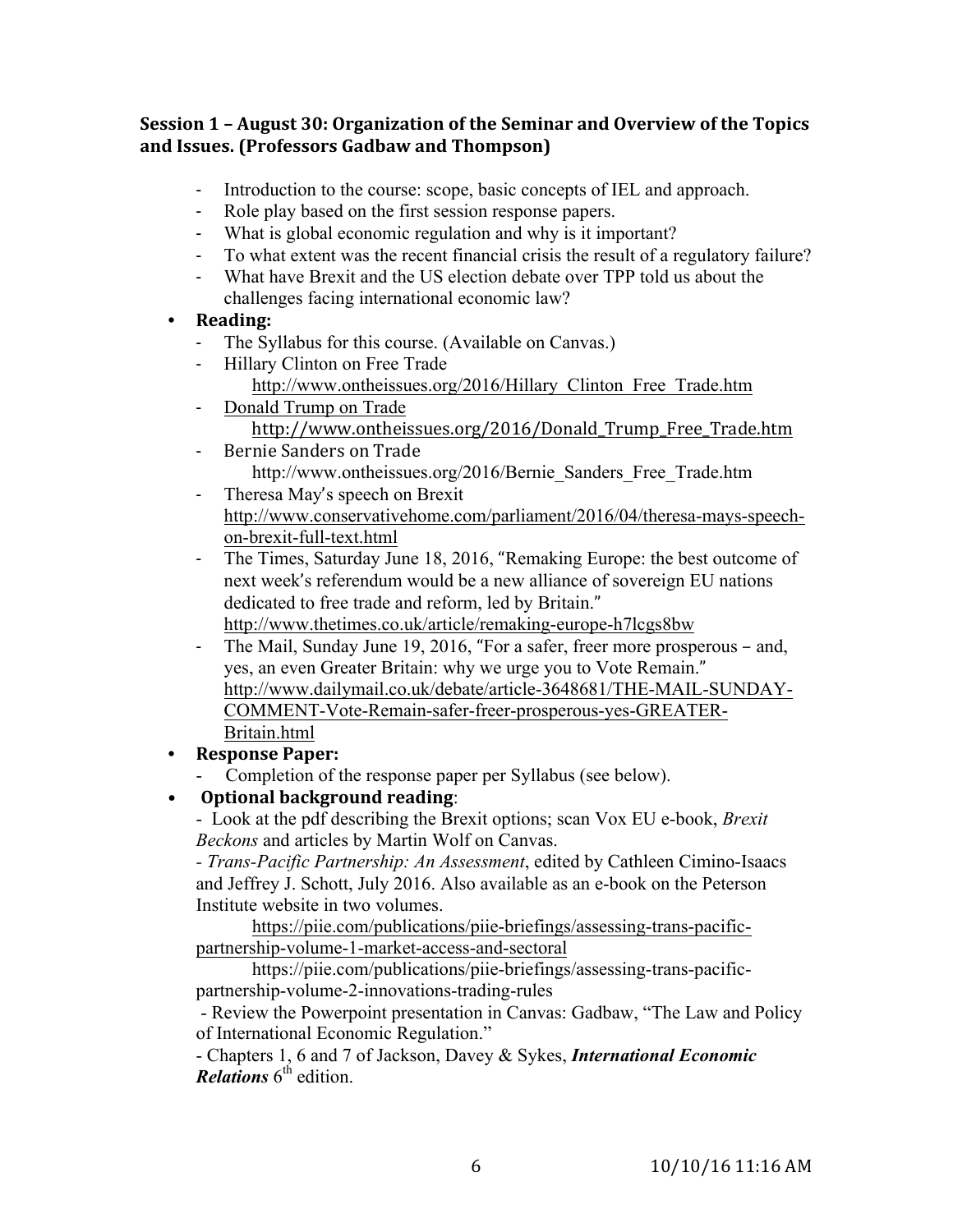### Session 1 – August 30: Organization of the Seminar and Overview of the Topics and Issues. (Professors Gadbaw and Thompson)

- Introduction to the course: scope, basic concepts of IEL and approach.
- Role play based on the first session response papers.
- What is global economic regulation and why is it important?
- To what extent was the recent financial crisis the result of a regulatory failure?
- What have Brexit and the US election debate over TPP told us about the challenges facing international economic law?

- **Reading:**
  - The Syllabus for this course. (Available on Canvas.)
  - Hillary Clinton on Free Trade
    http://www.ontheissues.org/2016/Hillary_Clinton_Free_Trade.htm
  - Donald Trump on Trade
    http://www.ontheissues.org/2016/Donald_Trump_Free_Trade.htm
  - Bernie Sanders on Trade
    http://www.ontheissues.org/2016/Bernie_Sanders_Free_Trade.htm
  - Theresa May's speech on Brexit
    http://www.conservativehome.com/parliament/2016/04/theresa-mays-speech-on-brexit-full-text.html
  - The Times, Saturday June 18, 2016, "Remaking Europe: the best outcome of next week's referendum would be a new alliance of sovereign EU nations dedicated to free trade and reform, led by Britain."
    http://www.thetimes.co.uk/article/remaking-europe-h7lcgs8bw
  - The Mail, Sunday June 19, 2016, "For a safer, freer more prosperous – and, yes, an even Greater Britain: why we urge you to Vote Remain."
    http://www.dailymail.co.uk/debate/article-3648681/THE-MAIL-SUNDAY-COMMENT-Vote-Remain-safer-freer-prosperous-yes-GREATER-Britain.html

- **Response Paper:**
  - Completion of the response paper per Syllabus (see below).

- **Optional background reading**:

  - Look at the pdf describing the Brexit options; scan Vox EU e-book, *Brexit Beckons* and articles by Martin Wolf on Canvas.

  - *Trans-Pacific Partnership: An Assessment*, edited by Cathleen Cimino-Isaacs and Jeffrey J. Schott, July 2016. Also available as an e-book on the Peterson Institute website in two volumes.

    https://piie.com/publications/piie-briefings/assessing-trans-pacific-partnership-volume-1-market-access-and-sectoral

    https://piie.com/publications/piie-briefings/assessing-trans-pacific-partnership-volume-2-innovations-trading-rules

  - Review the Powerpoint presentation in Canvas: Gadbaw, "The Law and Policy of International Economic Regulation."

  - Chapters 1, 6 and 7 of Jackson, Davey & Sykes, ***International Economic Relations*** 6th edition.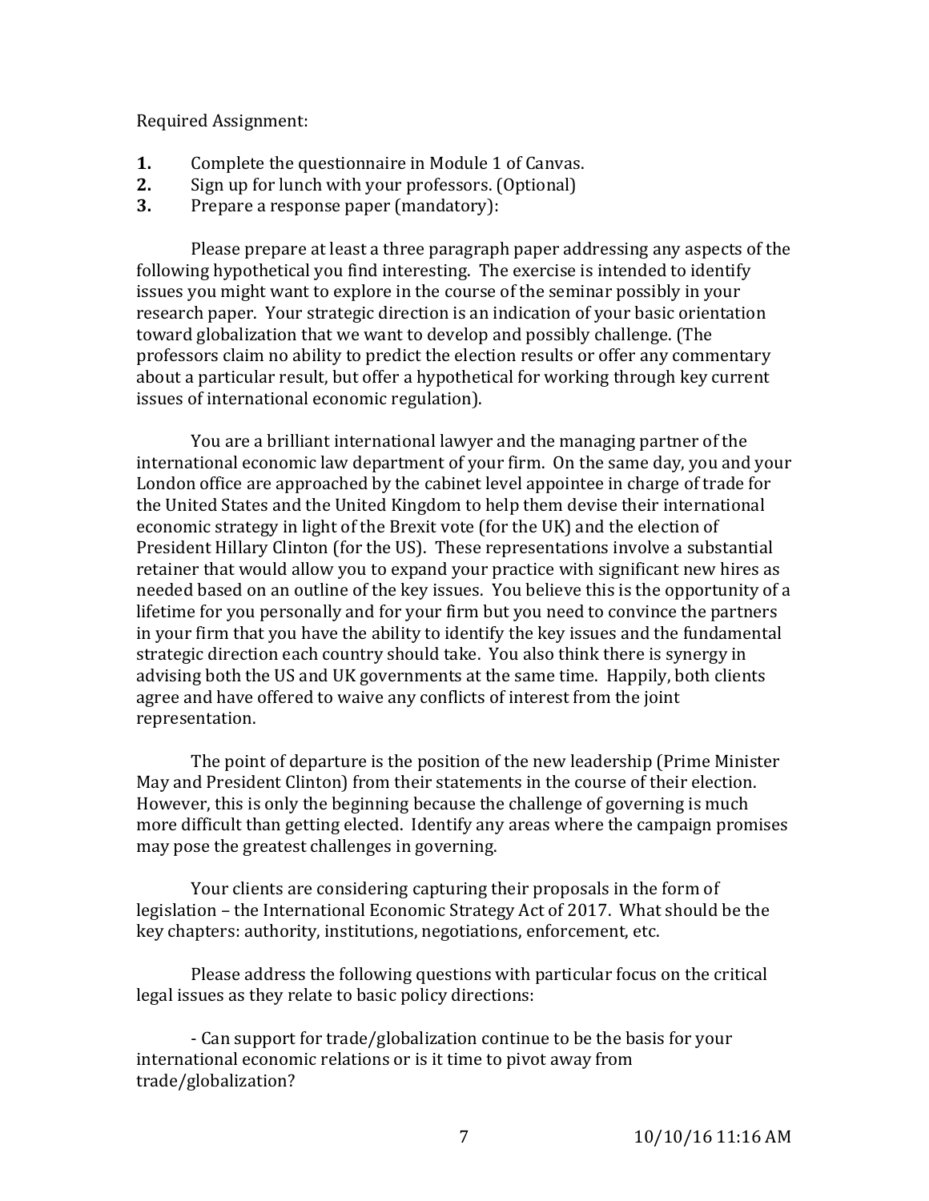Required Assignment:

1. Complete the questionnaire in Module 1 of Canvas.
2. Sign up for lunch with your professors. (Optional)
3. Prepare a response paper (mandatory):

Please prepare at least a three paragraph paper addressing any aspects of the following hypothetical you find interesting. The exercise is intended to identify issues you might want to explore in the course of the seminar possibly in your research paper. Your strategic direction is an indication of your basic orientation toward globalization that we want to develop and possibly challenge. (The professors claim no ability to predict the election results or offer any commentary about a particular result, but offer a hypothetical for working through key current issues of international economic regulation).

You are a brilliant international lawyer and the managing partner of the international economic law department of your firm. On the same day, you and your London office are approached by the cabinet level appointee in charge of trade for the United States and the United Kingdom to help them devise their international economic strategy in light of the Brexit vote (for the UK) and the election of President Hillary Clinton (for the US). These representations involve a substantial retainer that would allow you to expand your practice with significant new hires as needed based on an outline of the key issues. You believe this is the opportunity of a lifetime for you personally and for your firm but you need to convince the partners in your firm that you have the ability to identify the key issues and the fundamental strategic direction each country should take. You also think there is synergy in advising both the US and UK governments at the same time. Happily, both clients agree and have offered to waive any conflicts of interest from the joint representation.

The point of departure is the position of the new leadership (Prime Minister May and President Clinton) from their statements in the course of their election. However, this is only the beginning because the challenge of governing is much more difficult than getting elected. Identify any areas where the campaign promises may pose the greatest challenges in governing.

Your clients are considering capturing their proposals in the form of legislation – the International Economic Strategy Act of 2017. What should be the key chapters: authority, institutions, negotiations, enforcement, etc.

Please address the following questions with particular focus on the critical legal issues as they relate to basic policy directions:

- Can support for trade/globalization continue to be the basis for your international economic relations or is it time to pivot away from trade/globalization?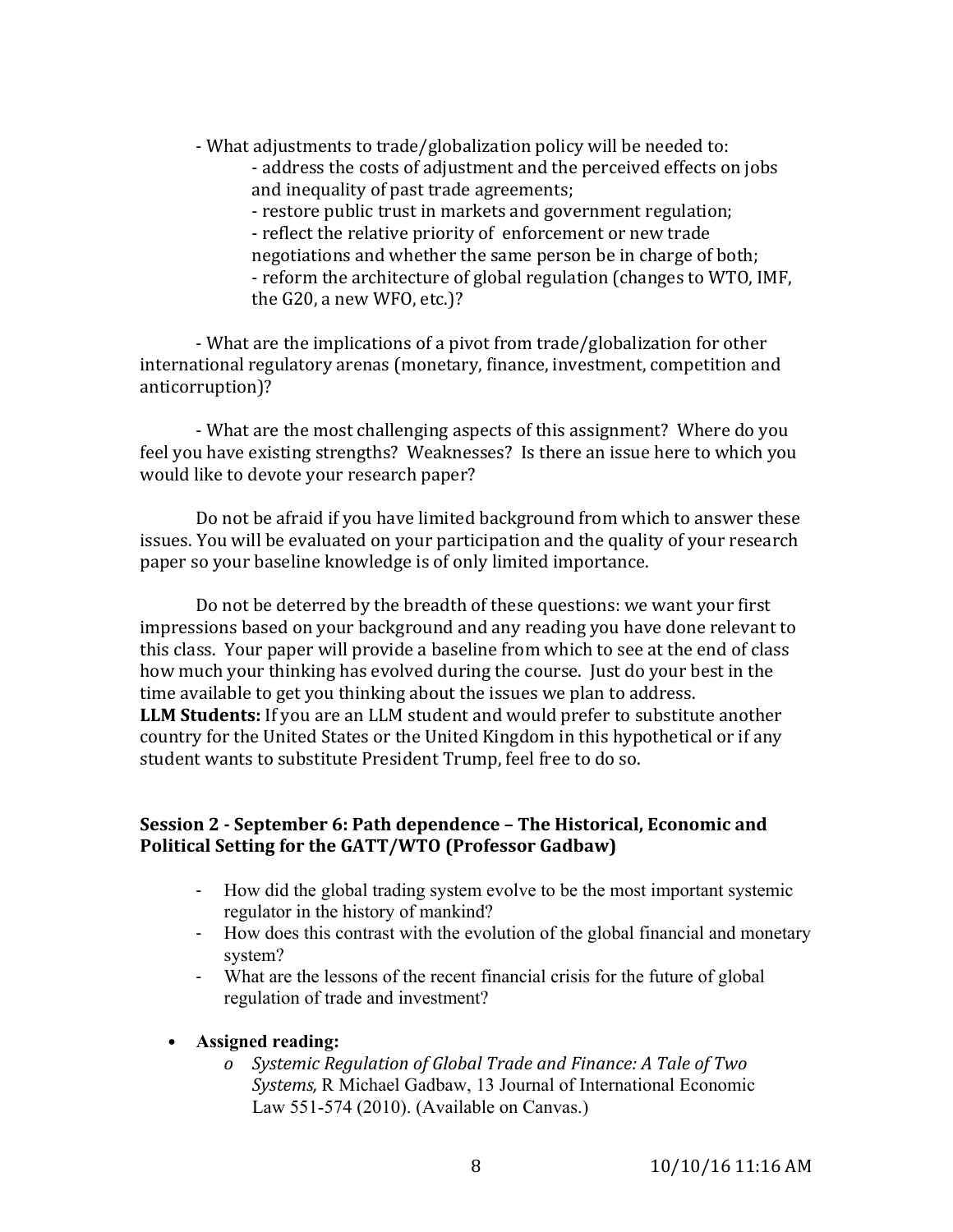- What adjustments to trade/globalization policy will be needed to:
    - address the costs of adjustment and the perceived effects on jobs and inequality of past trade agreements;
    - restore public trust in markets and government regulation;
    - reflect the relative priority of enforcement or new trade negotiations and whether the same person be in charge of both;
    - reform the architecture of global regulation (changes to WTO, IMF, the G20, a new WFO, etc.)?

- What are the implications of a pivot from trade/globalization for other international regulatory arenas (monetary, finance, investment, competition and anticorruption)?

- What are the most challenging aspects of this assignment? Where do you feel you have existing strengths? Weaknesses? Is there an issue here to which you would like to devote your research paper?

Do not be afraid if you have limited background from which to answer these issues. You will be evaluated on your participation and the quality of your research paper so your baseline knowledge is of only limited importance.

Do not be deterred by the breadth of these questions: we want your first impressions based on your background and any reading you have done relevant to this class. Your paper will provide a baseline from which to see at the end of class how much your thinking has evolved during the course. Just do your best in the time available to get you thinking about the issues we plan to address.

**LLM Students:** If you are an LLM student and would prefer to substitute another country for the United States or the United Kingdom in this hypothetical or if any student wants to substitute President Trump, feel free to do so.

### Session 2 - September 6: Path dependence – The Historical, Economic and Political Setting for the GATT/WTO (Professor Gadbaw)

- How did the global trading system evolve to be the most important systemic regulator in the history of mankind?
- How does this contrast with the evolution of the global financial and monetary system?
- What are the lessons of the recent financial crisis for the future of global regulation of trade and investment?

- **Assigned reading:**
    - *Systemic Regulation of Global Trade and Finance: A Tale of Two Systems,* R Michael Gadbaw, 13 Journal of International Economic Law 551-574 (2010). (Available on Canvas.)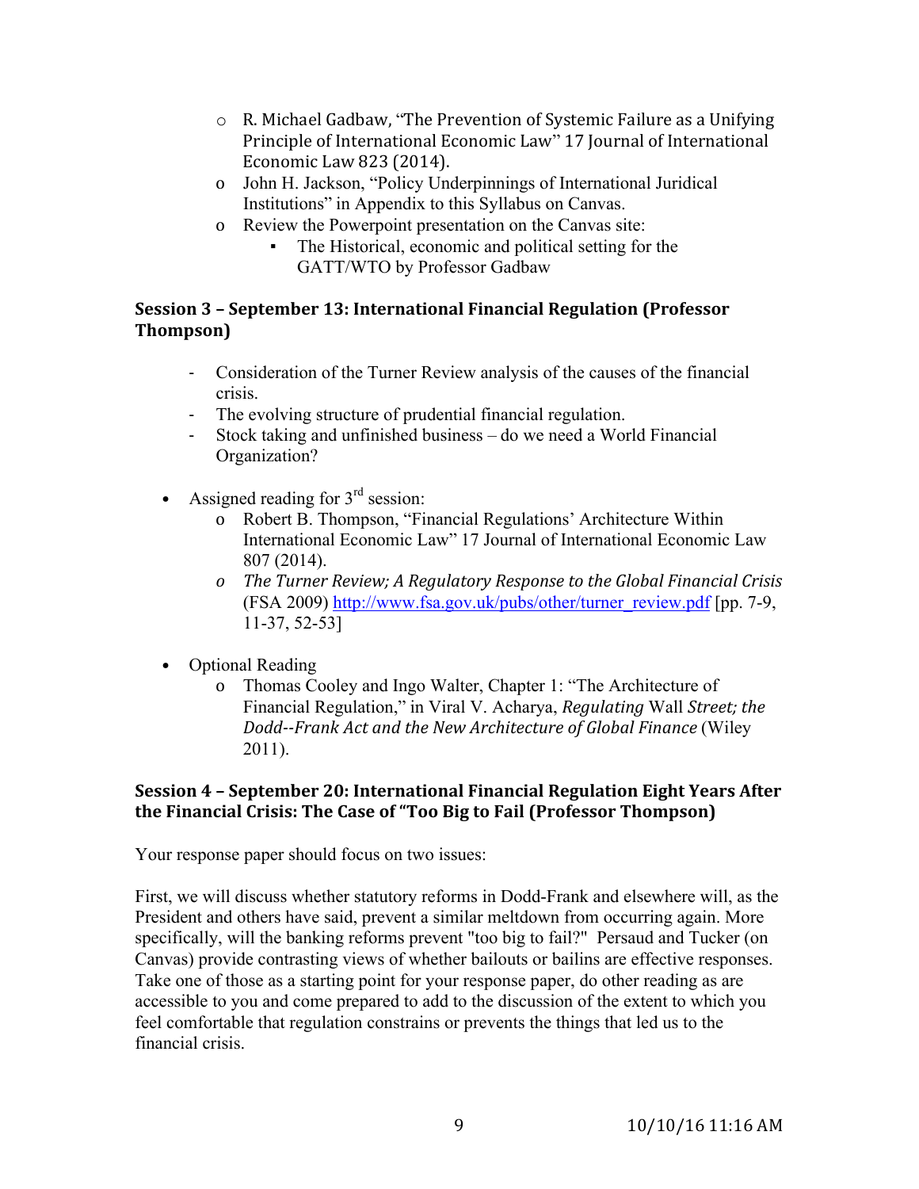- R. Michael Gadbaw, "The Prevention of Systemic Failure as a Unifying Principle of International Economic Law" 17 Journal of International Economic Law 823 (2014).
- John H. Jackson, "Policy Underpinnings of International Juridical Institutions" in Appendix to this Syllabus on Canvas.
- Review the Powerpoint presentation on the Canvas site:
  - The Historical, economic and political setting for the GATT/WTO by Professor Gadbaw

### Session 3 – September 13: International Financial Regulation (Professor Thompson)

- Consideration of the Turner Review analysis of the causes of the financial crisis.
- The evolving structure of prudential financial regulation.
- Stock taking and unfinished business – do we need a World Financial Organization?

- Assigned reading for 3rd session:
  - Robert B. Thompson, "Financial Regulations' Architecture Within International Economic Law" 17 Journal of International Economic Law 807 (2014).
  - *The Turner Review; A Regulatory Response to the Global Financial Crisis* (FSA 2009) http://www.fsa.gov.uk/pubs/other/turner_review.pdf [pp. 7-9, 11-37, 52-53]

- Optional Reading
  - Thomas Cooley and Ingo Walter, Chapter 1: "The Architecture of Financial Regulation," in Viral V. Acharya, *Regulating* Wall *Street; the Dodd--Frank Act and the New Architecture of Global Finance* (Wiley 2011).

### Session 4 – September 20: International Financial Regulation Eight Years After the Financial Crisis: The Case of "Too Big to Fail (Professor Thompson)

Your response paper should focus on two issues:

First, we will discuss whether statutory reforms in Dodd-Frank and elsewhere will, as the President and others have said, prevent a similar meltdown from occurring again. More specifically, will the banking reforms prevent "too big to fail?" Persaud and Tucker (on Canvas) provide contrasting views of whether bailouts or bailins are effective responses. Take one of those as a starting point for your response paper, do other reading as are accessible to you and come prepared to add to the discussion of the extent to which you feel comfortable that regulation constrains or prevents the things that led us to the financial crisis.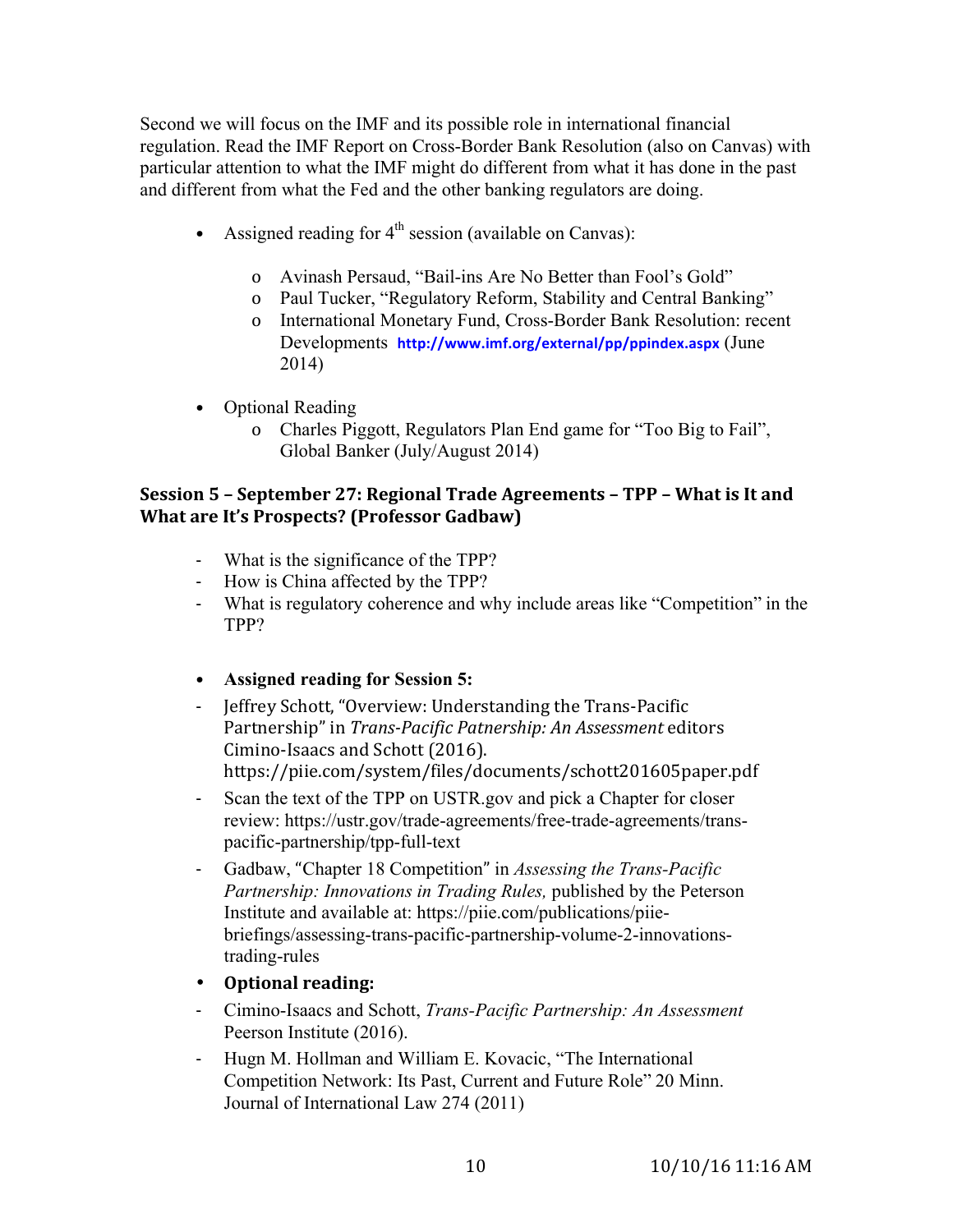Second we will focus on the IMF and its possible role in international financial regulation. Read the IMF Report on Cross-Border Bank Resolution (also on Canvas) with particular attention to what the IMF might do different from what it has done in the past and different from what the Fed and the other banking regulators are doing.

- Assigned reading for 4th session (available on Canvas):
    - Avinash Persaud, "Bail-ins Are No Better than Fool's Gold"
    - Paul Tucker, "Regulatory Reform, Stability and Central Banking"
    - International Monetary Fund, Cross-Border Bank Resolution: recent Developments **http://www.imf.org/external/pp/ppindex.aspx** (June 2014)

- Optional Reading
    - Charles Piggott, Regulators Plan End game for "Too Big to Fail", Global Banker (July/August 2014)

### Session 5 – September 27: Regional Trade Agreements – TPP – What is It and What are It's Prospects? (Professor Gadbaw)

- What is the significance of the TPP?
- How is China affected by the TPP?
- What is regulatory coherence and why include areas like "Competition" in the TPP?

- **Assigned reading for Session 5:**
- Jeffrey Schott, "Overview: Understanding the Trans-Pacific Partnership" in *Trans-Pacific Patnership: An Assessment* editors Cimino-Isaacs and Schott (2016). https://piie.com/system/files/documents/schott201605paper.pdf
- Scan the text of the TPP on USTR.gov and pick a Chapter for closer review: https://ustr.gov/trade-agreements/free-trade-agreements/trans-pacific-partnership/tpp-full-text
- Gadbaw, "Chapter 18 Competition" in *Assessing the Trans-Pacific Partnership: Innovations in Trading Rules,* published by the Peterson Institute and available at: https://piie.com/publications/piie-briefings/assessing-trans-pacific-partnership-volume-2-innovations-trading-rules
- **Optional reading:**
- Cimino-Isaacs and Schott, *Trans-Pacific Partnership: An Assessment* Peerson Institute (2016).
- Hugn M. Hollman and William E. Kovacic, "The International Competition Network: Its Past, Current and Future Role" 20 Minn. Journal of International Law 274 (2011)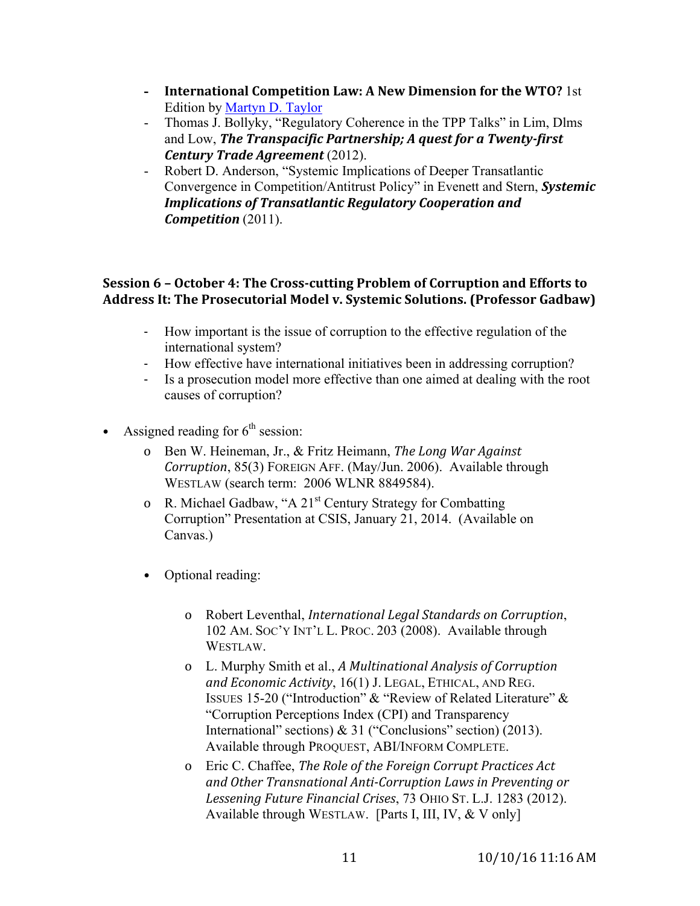- **International Competition Law: A New Dimension for the WTO?** 1st Edition by [Martyn D. Taylor]
- Thomas J. Bollyky, "Regulatory Coherence in the TPP Talks" in Lim, Dlms and Low, ***The Transpacific Partnership; A quest for a Twenty-first Century Trade Agreement*** (2012).
- Robert D. Anderson, "Systemic Implications of Deeper Transatlantic Convergence in Competition/Antitrust Policy" in Evenett and Stern, ***Systemic Implications of Transatlantic Regulatory Cooperation and Competition*** (2011).

### Session 6 – October 4: The Cross-cutting Problem of Corruption and Efforts to Address It: The Prosecutorial Model v. Systemic Solutions. (Professor Gadbaw)

- How important is the issue of corruption to the effective regulation of the international system?
- How effective have international initiatives been in addressing corruption?
- Is a prosecution model more effective than one aimed at dealing with the root causes of corruption?

- Assigned reading for 6th session:
  - Ben W. Heineman, Jr., & Fritz Heimann, *The Long War Against Corruption*, 85(3) FOREIGN AFF. (May/Jun. 2006). Available through WESTLAW (search term: 2006 WLNR 8849584).
  - R. Michael Gadbaw, "A 21st Century Strategy for Combatting Corruption" Presentation at CSIS, January 21, 2014. (Available on Canvas.)

  - Optional reading:
    - Robert Leventhal, *International Legal Standards on Corruption*, 102 AM. SOC'Y INT'L L. PROC. 203 (2008). Available through WESTLAW.
    - L. Murphy Smith et al., *A Multinational Analysis of Corruption and Economic Activity*, 16(1) J. LEGAL, ETHICAL, AND REG. ISSUES 15-20 ("Introduction" & "Review of Related Literature" & "Corruption Perceptions Index (CPI) and Transparency International" sections) & 31 ("Conclusions" section) (2013). Available through PROQUEST, ABI/INFORM COMPLETE.
    - Eric C. Chaffee, *The Role of the Foreign Corrupt Practices Act and Other Transnational Anti-Corruption Laws in Preventing or Lessening Future Financial Crises*, 73 OHIO ST. L.J. 1283 (2012). Available through WESTLAW. [Parts I, III, IV, & V only]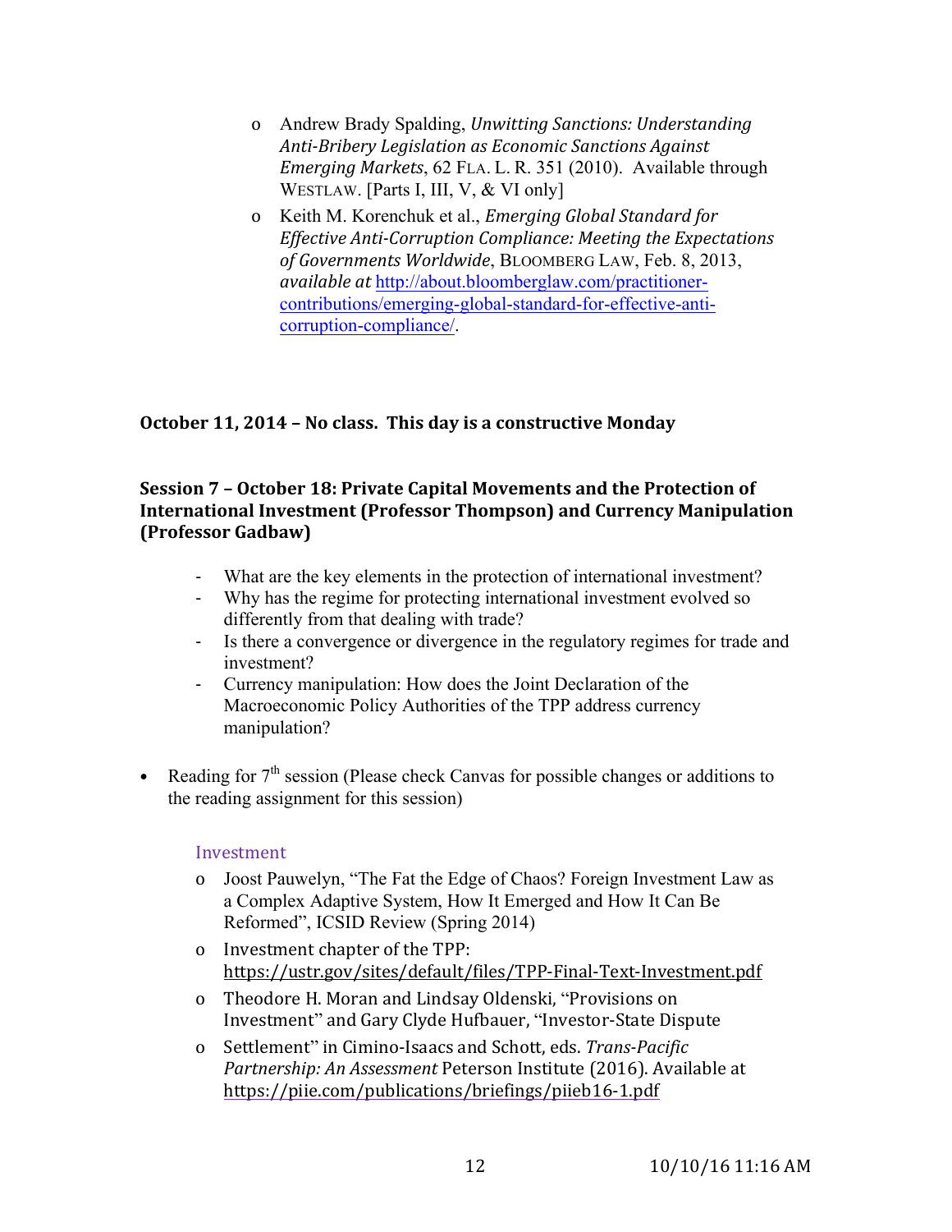- Andrew Brady Spalding, *Unwitting Sanctions: Understanding Anti-Bribery Legislation as Economic Sanctions Against Emerging Markets*, 62 FLA. L. R. 351 (2010). Available through WESTLAW. [Parts I, III, V, & VI only]
- Keith M. Korenchuk et al., *Emerging Global Standard for Effective Anti-Corruption Compliance: Meeting the Expectations of Governments Worldwide*, BLOOMBERG LAW, Feb. 8, 2013, *available at* http://about.bloomberglaw.com/practitioner-contributions/emerging-global-standard-for-effective-anti-corruption-compliance/.

**October 11, 2014 – No class. This day is a constructive Monday**

**Session 7 – October 18: Private Capital Movements and the Protection of International Investment (Professor Thompson) and Currency Manipulation (Professor Gadbaw)**

- What are the key elements in the protection of international investment?
- Why has the regime for protecting international investment evolved so differently from that dealing with trade?
- Is there a convergence or divergence in the regulatory regimes for trade and investment?
- Currency manipulation: How does the Joint Declaration of the Macroeconomic Policy Authorities of the TPP address currency manipulation?

- Reading for 7th session (Please check Canvas for possible changes or additions to the reading assignment for this session)

Investment

- Joost Pauwelyn, "The Fat the Edge of Chaos? Foreign Investment Law as a Complex Adaptive System, How It Emerged and How It Can Be Reformed", ICSID Review (Spring 2014)
- Investment chapter of the TPP: https://ustr.gov/sites/default/files/TPP-Final-Text-Investment.pdf
- Theodore H. Moran and Lindsay Oldenski, "Provisions on Investment" and Gary Clyde Hufbauer, "Investor-State Dispute
- Settlement" in Cimino-Isaacs and Schott, eds. *Trans-Pacific Partnership: An Assessment* Peterson Institute (2016). Available at https://piie.com/publications/briefings/piieb16-1.pdf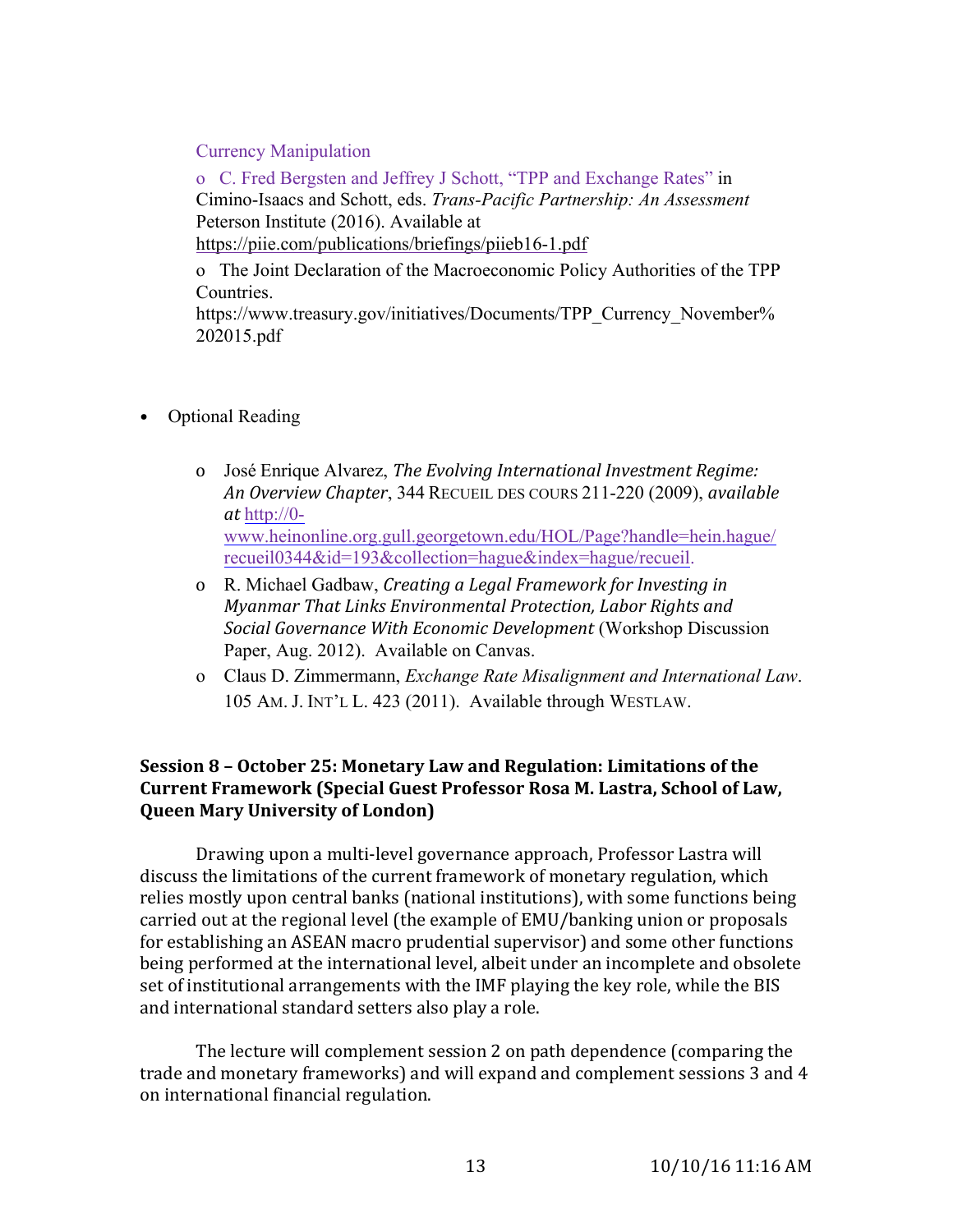Currency Manipulation

- C. Fred Bergsten and Jeffrey J Schott, "TPP and Exchange Rates" in Cimino-Isaacs and Schott, eds. *Trans-Pacific Partnership: An Assessment* Peterson Institute (2016). Available at https://piie.com/publications/briefings/piieb16-1.pdf
- The Joint Declaration of the Macroeconomic Policy Authorities of the TPP Countries. https://www.treasury.gov/initiatives/Documents/TPP_Currency_November%202015.pdf

- Optional Reading

  - José Enrique Alvarez, *The Evolving International Investment Regime: An Overview Chapter*, 344 RECUEIL DES COURS 211-220 (2009), *available at* http://0-www.heinonline.org.gull.georgetown.edu/HOL/Page?handle=hein.hague/recueil0344&id=193&collection=hague&index=hague/recueil.
  - R. Michael Gadbaw, *Creating a Legal Framework for Investing in Myanmar That Links Environmental Protection, Labor Rights and Social Governance With Economic Development* (Workshop Discussion Paper, Aug. 2012). Available on Canvas.
  - Claus D. Zimmermann, *Exchange Rate Misalignment and International Law*. 105 AM. J. INT'L L. 423 (2011). Available through WESTLAW.

**Session 8 – October 25: Monetary Law and Regulation: Limitations of the Current Framework (Special Guest Professor Rosa M. Lastra, School of Law, Queen Mary University of London)**

Drawing upon a multi-level governance approach, Professor Lastra will discuss the limitations of the current framework of monetary regulation, which relies mostly upon central banks (national institutions), with some functions being carried out at the regional level (the example of EMU/banking union or proposals for establishing an ASEAN macro prudential supervisor) and some other functions being performed at the international level, albeit under an incomplete and obsolete set of institutional arrangements with the IMF playing the key role, while the BIS and international standard setters also play a role.

The lecture will complement session 2 on path dependence (comparing the trade and monetary frameworks) and will expand and complement sessions 3 and 4 on international financial regulation.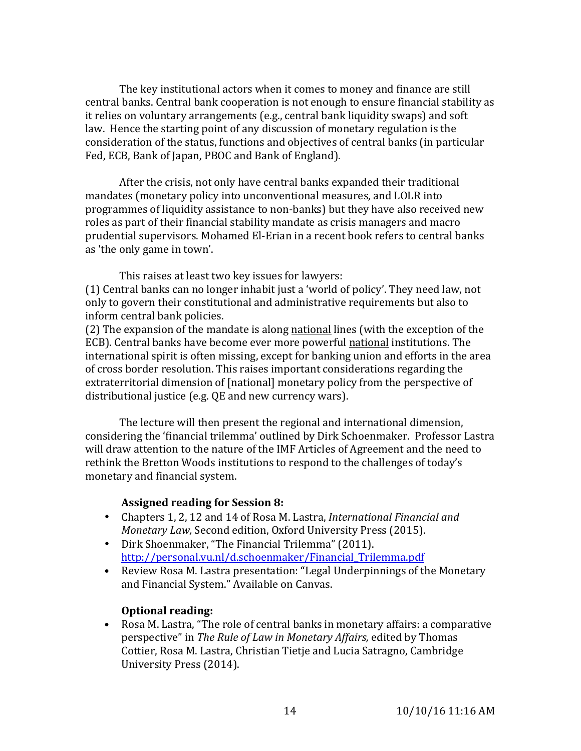The key institutional actors when it comes to money and finance are still central banks. Central bank cooperation is not enough to ensure financial stability as it relies on voluntary arrangements (e.g., central bank liquidity swaps) and soft law. Hence the starting point of any discussion of monetary regulation is the consideration of the status, functions and objectives of central banks (in particular Fed, ECB, Bank of Japan, PBOC and Bank of England).

After the crisis, not only have central banks expanded their traditional mandates (monetary policy into unconventional measures, and LOLR into programmes of liquidity assistance to non-banks) but they have also received new roles as part of their financial stability mandate as crisis managers and macro prudential supervisors. Mohamed El-Erian in a recent book refers to central banks as 'the only game in town'.

This raises at least two key issues for lawyers:
(1) Central banks can no longer inhabit just a 'world of policy'. They need law, not only to govern their constitutional and administrative requirements but also to inform central bank policies.
(2) The expansion of the mandate is along <u>national</u> lines (with the exception of the ECB). Central banks have become ever more powerful <u>national</u> institutions. The international spirit is often missing, except for banking union and efforts in the area of cross border resolution. This raises important considerations regarding the extraterritorial dimension of [national] monetary policy from the perspective of distributional justice (e.g. QE and new currency wars).

The lecture will then present the regional and international dimension, considering the 'financial trilemma' outlined by Dirk Schoenmaker. Professor Lastra will draw attention to the nature of the IMF Articles of Agreement and the need to rethink the Bretton Woods institutions to respond to the challenges of today's monetary and financial system.

**Assigned reading for Session 8:**

- Chapters 1, 2, 12 and 14 of Rosa M. Lastra, *International Financial and Monetary Law,* Second edition, Oxford University Press (2015).
- Dirk Shoenmaker, "The Financial Trilemma" (2011). http://personal.vu.nl/d.schoenmaker/Financial_Trilemma.pdf
- Review Rosa M. Lastra presentation: "Legal Underpinnings of the Monetary and Financial System." Available on Canvas.

**Optional reading:**

- Rosa M. Lastra, "The role of central banks in monetary affairs: a comparative perspective" in *The Rule of Law in Monetary Affairs,* edited by Thomas Cottier, Rosa M. Lastra, Christian Tietje and Lucia Satragno, Cambridge University Press (2014).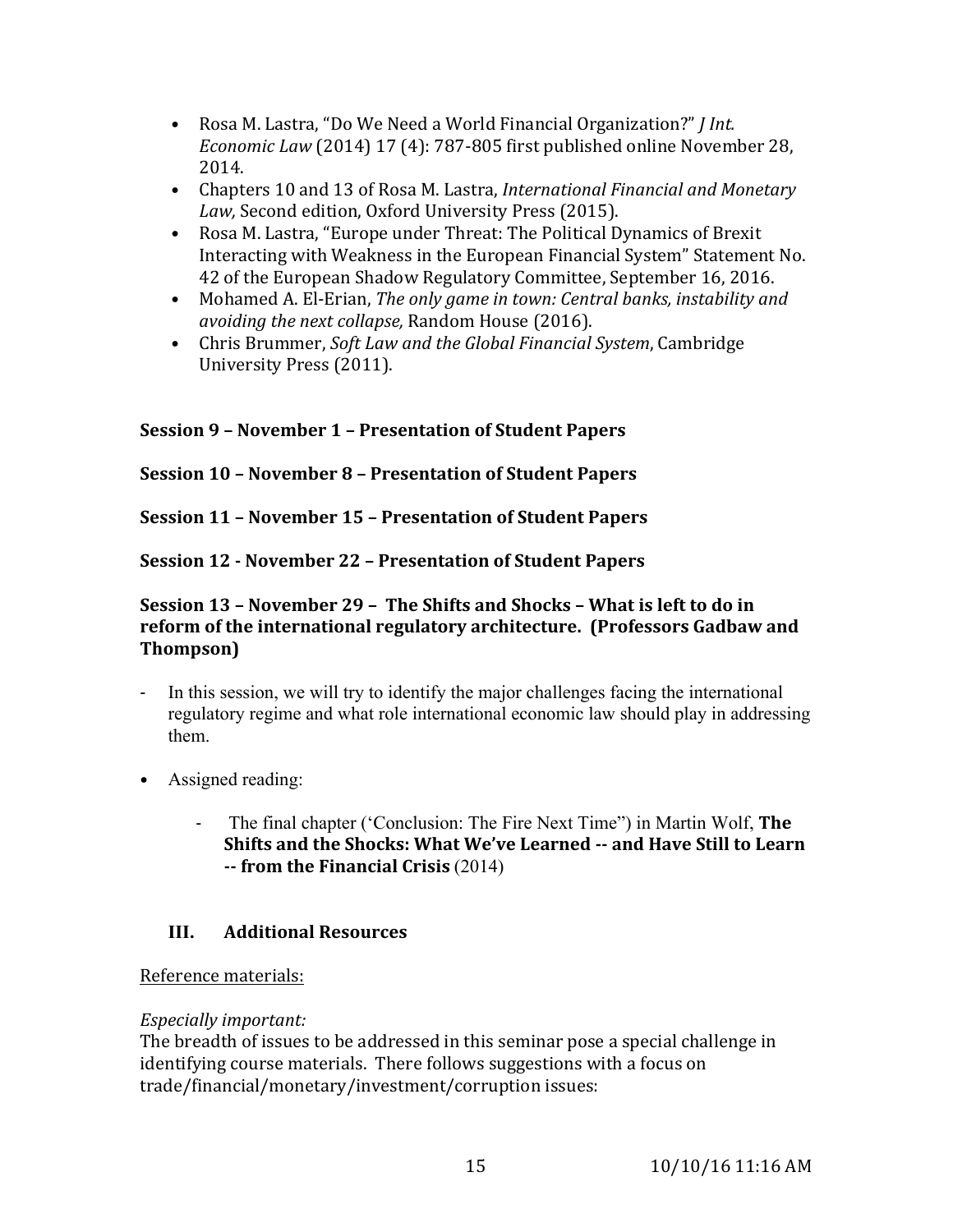- Rosa M. Lastra, "Do We Need a World Financial Organization?" *J Int. Economic Law* (2014) 17 (4): 787-805 first published online November 28, 2014.
- Chapters 10 and 13 of Rosa M. Lastra, *International Financial and Monetary Law,* Second edition, Oxford University Press (2015).
- Rosa M. Lastra, "Europe under Threat: The Political Dynamics of Brexit Interacting with Weakness in the European Financial System" Statement No. 42 of the European Shadow Regulatory Committee, September 16, 2016.
- Mohamed A. El-Erian, *The only game in town: Central banks, instability and avoiding the next collapse,* Random House (2016).
- Chris Brummer, *Soft Law and the Global Financial System*, Cambridge University Press (2011).

**Session 9 – November 1 – Presentation of Student Papers**

**Session 10 – November 8 – Presentation of Student Papers**

**Session 11 – November 15 – Presentation of Student Papers**

**Session 12 - November 22 – Presentation of Student Papers**

**Session 13 – November 29 – The Shifts and Shocks – What is left to do in reform of the international regulatory architecture. (Professors Gadbaw and Thompson)**

- In this session, we will try to identify the major challenges facing the international regulatory regime and what role international economic law should play in addressing them.

- Assigned reading:

  - The final chapter ('Conclusion: The Fire Next Time") in Martin Wolf, **The Shifts and the Shocks: What We've Learned -- and Have Still to Learn -- from the Financial Crisis** (2014)

## III. Additional Resources

Reference materials:

*Especially important:*
The breadth of issues to be addressed in this seminar pose a special challenge in identifying course materials. There follows suggestions with a focus on trade/financial/monetary/investment/corruption issues: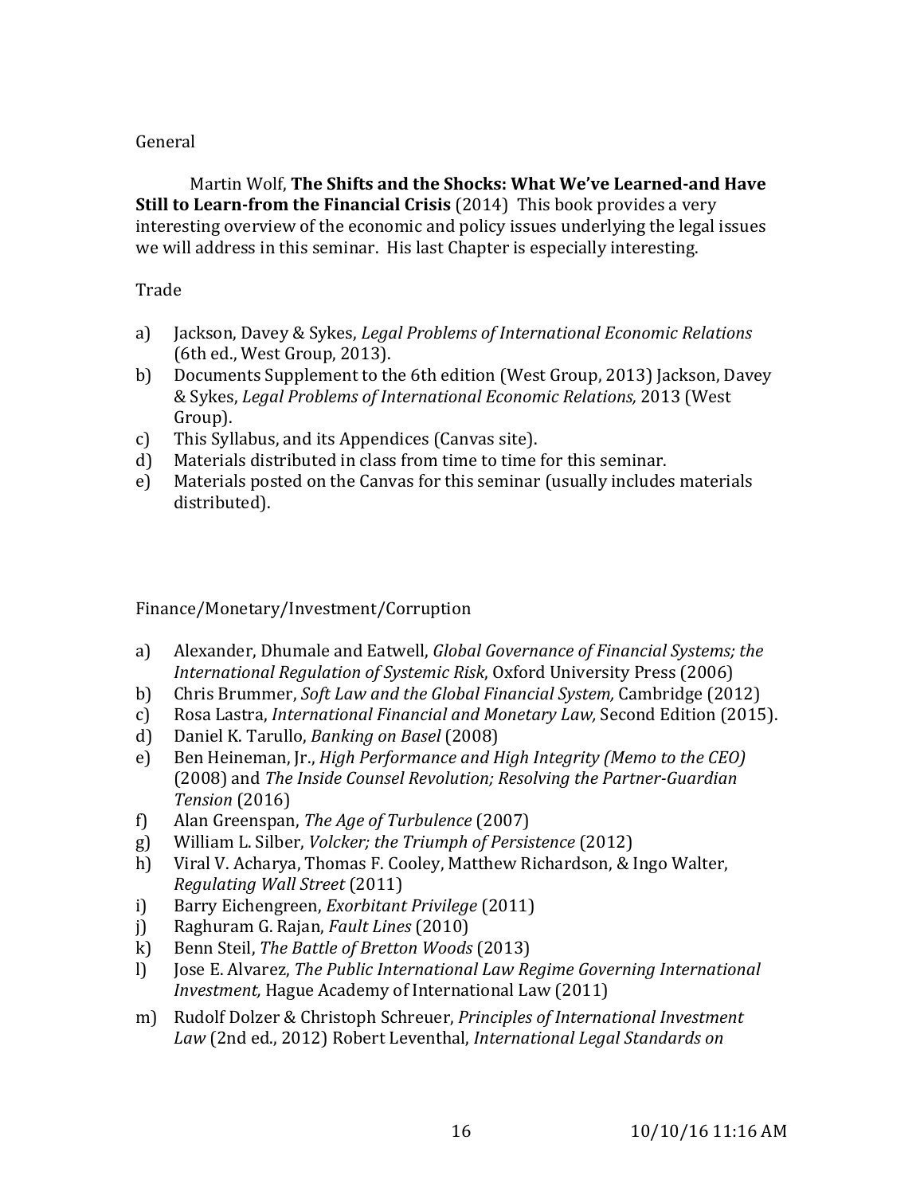General

Martin Wolf, **The Shifts and the Shocks: What We've Learned-and Have Still to Learn-from the Financial Crisis** (2014) This book provides a very interesting overview of the economic and policy issues underlying the legal issues we will address in this seminar. His last Chapter is especially interesting.

Trade

a) Jackson, Davey & Sykes, *Legal Problems of International Economic Relations* (6th ed., West Group, 2013).
b) Documents Supplement to the 6th edition (West Group, 2013) Jackson, Davey & Sykes, *Legal Problems of International Economic Relations,* 2013 (West Group).
c) This Syllabus, and its Appendices (Canvas site).
d) Materials distributed in class from time to time for this seminar.
e) Materials posted on the Canvas for this seminar (usually includes materials distributed).

Finance/Monetary/Investment/Corruption

a) Alexander, Dhumale and Eatwell, *Global Governance of Financial Systems; the International Regulation of Systemic Risk*, Oxford University Press (2006)
b) Chris Brummer, *Soft Law and the Global Financial System,* Cambridge (2012)
c) Rosa Lastra, *International Financial and Monetary Law,* Second Edition (2015).
d) Daniel K. Tarullo, *Banking on Basel* (2008)
e) Ben Heineman, Jr., *High Performance and High Integrity (Memo to the CEO)* (2008) and *The Inside Counsel Revolution; Resolving the Partner-Guardian Tension* (2016)
f) Alan Greenspan, *The Age of Turbulence* (2007)
g) William L. Silber, *Volcker; the Triumph of Persistence* (2012)
h) Viral V. Acharya, Thomas F. Cooley, Matthew Richardson, & Ingo Walter, *Regulating Wall Street* (2011)
i) Barry Eichengreen, *Exorbitant Privilege* (2011)
j) Raghuram G. Rajan, *Fault Lines* (2010)
k) Benn Steil, *The Battle of Bretton Woods* (2013)
l) Jose E. Alvarez, *The Public International Law Regime Governing International Investment,* Hague Academy of International Law (2011)
m) Rudolf Dolzer & Christoph Schreuer, *Principles of International Investment Law* (2nd ed., 2012) Robert Leventhal, *International Legal Standards on*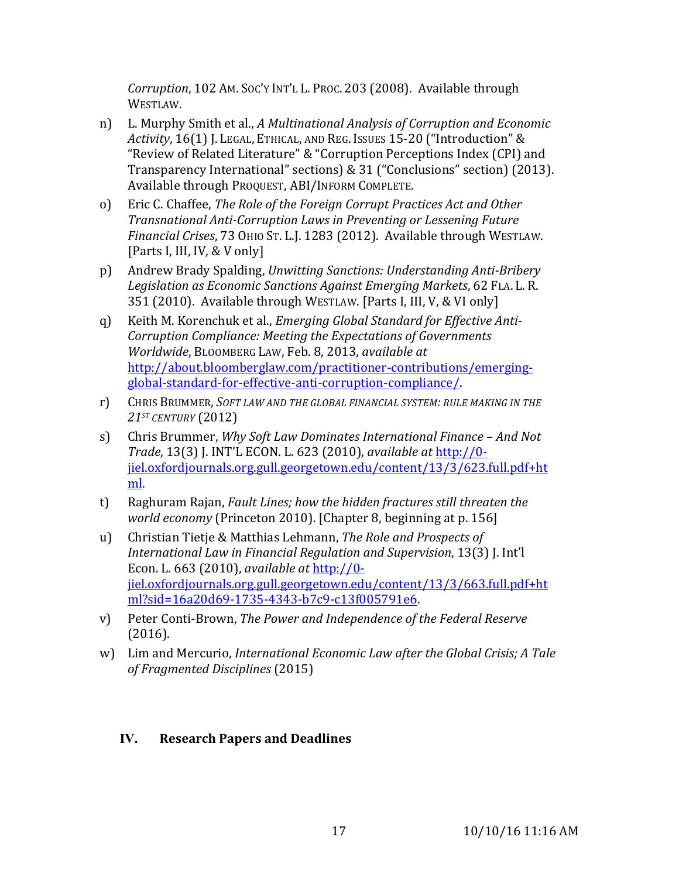*Corruption*, 102 AM. SOC'Y INT'L L. PROC. 203 (2008). Available through WESTLAW.

n) L. Murphy Smith et al., *A Multinational Analysis of Corruption and Economic Activity*, 16(1) J. LEGAL, ETHICAL, AND REG. ISSUES 15-20 ("Introduction" & "Review of Related Literature" & "Corruption Perceptions Index (CPI) and Transparency International" sections) & 31 ("Conclusions" section) (2013). Available through PROQUEST, ABI/INFORM COMPLETE.

o) Eric C. Chaffee, *The Role of the Foreign Corrupt Practices Act and Other Transnational Anti-Corruption Laws in Preventing or Lessening Future Financial Crises*, 73 OHIO ST. L.J. 1283 (2012). Available through WESTLAW. [Parts I, III, IV, & V only]

p) Andrew Brady Spalding, *Unwitting Sanctions: Understanding Anti-Bribery Legislation as Economic Sanctions Against Emerging Markets*, 62 FLA. L. R. 351 (2010). Available through WESTLAW. [Parts I, III, V, & VI only]

q) Keith M. Korenchuk et al., *Emerging Global Standard for Effective Anti-Corruption Compliance: Meeting the Expectations of Governments Worldwide*, BLOOMBERG LAW, Feb. 8, 2013, *available at* http://about.bloomberglaw.com/practitioner-contributions/emerging-global-standard-for-effective-anti-corruption-compliance/.

r) CHRIS BRUMMER, *SOFT LAW AND THE GLOBAL FINANCIAL SYSTEM: RULE MAKING IN THE 21ST CENTURY* (2012)

s) Chris Brummer, *Why Soft Law Dominates International Finance – And Not Trade*, 13(3) J. INT'L ECON. L. 623 (2010), *available at* http://0-jiel.oxfordjournals.org.gull.georgetown.edu/content/13/3/623.full.pdf+html.

t) Raghuram Rajan, *Fault Lines; how the hidden fractures still threaten the world economy* (Princeton 2010). [Chapter 8, beginning at p. 156]

u) Christian Tietje & Matthias Lehmann, *The Role and Prospects of International Law in Financial Regulation and Supervision*, 13(3) J. Int'l Econ. L. 663 (2010), *available at* http://0-jiel.oxfordjournals.org.gull.georgetown.edu/content/13/3/663.full.pdf+html?sid=16a20d69-1735-4343-b7c9-c13f005791e6.

v) Peter Conti-Brown, *The Power and Independence of the Federal Reserve* (2016).

w) Lim and Mercurio, *International Economic Law after the Global Crisis; A Tale of Fragmented Disciplines* (2015)

## IV. Research Papers and Deadlines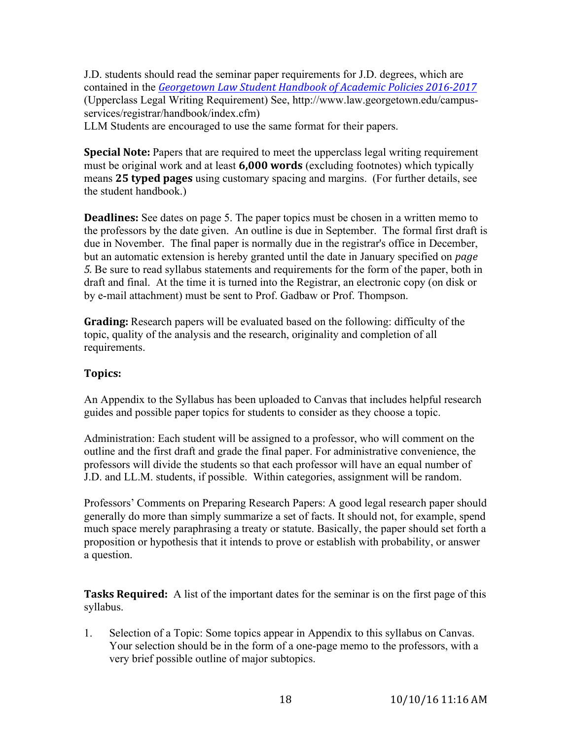J.D. students should read the seminar paper requirements for J.D. degrees, which are contained in the *Georgetown Law Student Handbook of Academic Policies 2016-2017* (Upperclass Legal Writing Requirement) See, http://www.law.georgetown.edu/campus-services/registrar/handbook/index.cfm)
LLM Students are encouraged to use the same format for their papers.

**Special Note:** Papers that are required to meet the upperclass legal writing requirement must be original work and at least **6,000 words** (excluding footnotes) which typically means **25 typed pages** using customary spacing and margins. (For further details, see the student handbook.)

**Deadlines:** See dates on page 5. The paper topics must be chosen in a written memo to the professors by the date given. An outline is due in September. The formal first draft is due in November. The final paper is normally due in the registrar's office in December, but an automatic extension is hereby granted until the date in January specified on *page 5.* Be sure to read syllabus statements and requirements for the form of the paper, both in draft and final. At the time it is turned into the Registrar, an electronic copy (on disk or by e-mail attachment) must be sent to Prof. Gadbaw or Prof. Thompson.

**Grading:** Research papers will be evaluated based on the following: difficulty of the topic, quality of the analysis and the research, originality and completion of all requirements.

**Topics:**

An Appendix to the Syllabus has been uploaded to Canvas that includes helpful research guides and possible paper topics for students to consider as they choose a topic.

Administration: Each student will be assigned to a professor, who will comment on the outline and the first draft and grade the final paper. For administrative convenience, the professors will divide the students so that each professor will have an equal number of J.D. and LL.M. students, if possible. Within categories, assignment will be random.

Professors' Comments on Preparing Research Papers: A good legal research paper should generally do more than simply summarize a set of facts. It should not, for example, spend much space merely paraphrasing a treaty or statute. Basically, the paper should set forth a proposition or hypothesis that it intends to prove or establish with probability, or answer a question.

**Tasks Required:** A list of the important dates for the seminar is on the first page of this syllabus.

1. Selection of a Topic: Some topics appear in Appendix to this syllabus on Canvas. Your selection should be in the form of a one-page memo to the professors, with a very brief possible outline of major subtopics.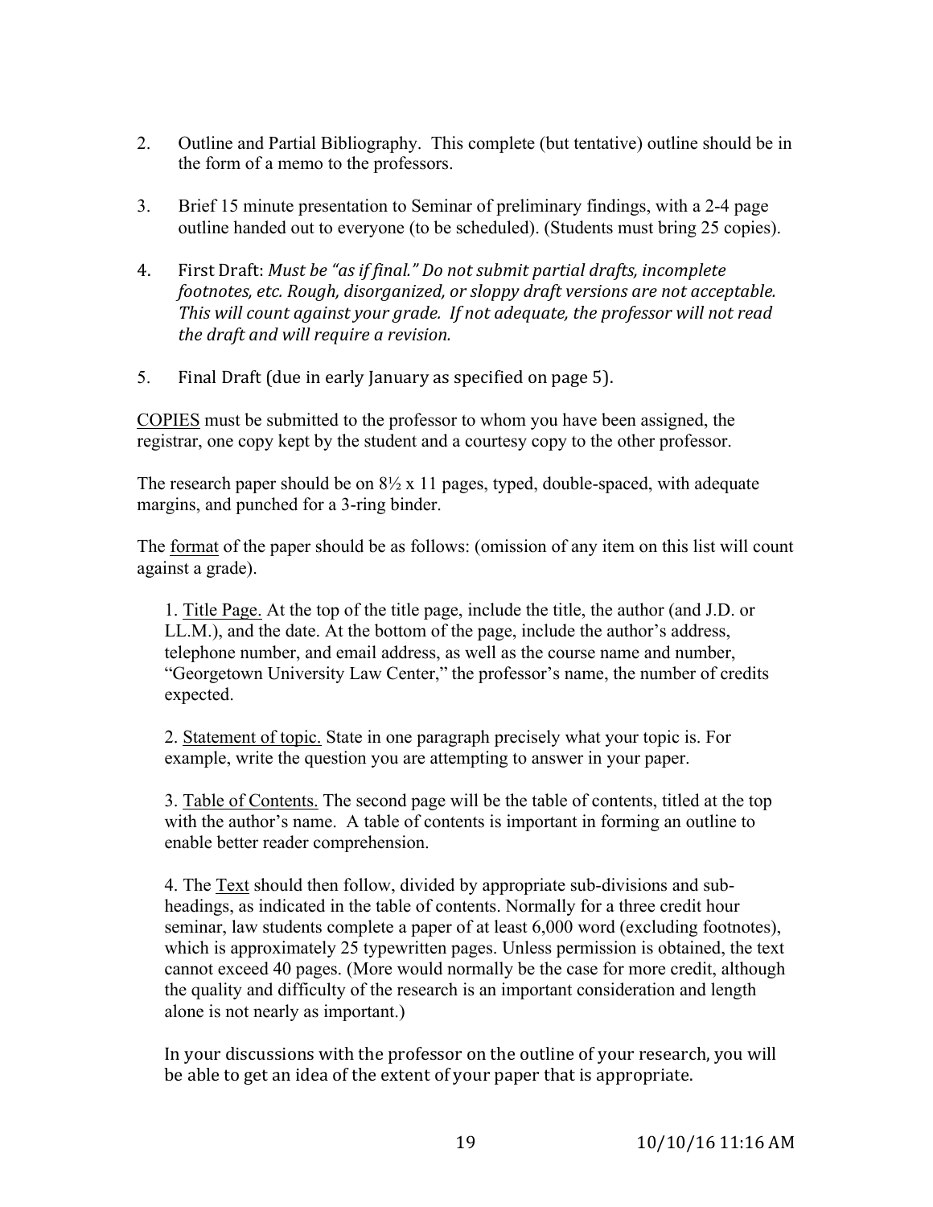2. Outline and Partial Bibliography. This complete (but tentative) outline should be in the form of a memo to the professors.

3. Brief 15 minute presentation to Seminar of preliminary findings, with a 2-4 page outline handed out to everyone (to be scheduled). (Students must bring 25 copies).

4. First Draft: *Must be "as if final." Do not submit partial drafts, incomplete footnotes, etc. Rough, disorganized, or sloppy draft versions are not acceptable. This will count against your grade. If not adequate, the professor will not read the draft and will require a revision.*

5. Final Draft (due in early January as specified on page 5).

<u>COPIES</u> must be submitted to the professor to whom you have been assigned, the registrar, one copy kept by the student and a courtesy copy to the other professor.

The research paper should be on 8½ x 11 pages, typed, double-spaced, with adequate margins, and punched for a 3-ring binder.

The <u>format</u> of the paper should be as follows: (omission of any item on this list will count against a grade).

1. <u>Title Page.</u> At the top of the title page, include the title, the author (and J.D. or LL.M.), and the date. At the bottom of the page, include the author's address, telephone number, and email address, as well as the course name and number, "Georgetown University Law Center," the professor's name, the number of credits expected.

2. <u>Statement of topic.</u> State in one paragraph precisely what your topic is. For example, write the question you are attempting to answer in your paper.

3. <u>Table of Contents.</u> The second page will be the table of contents, titled at the top with the author's name. A table of contents is important in forming an outline to enable better reader comprehension.

4. The <u>Text</u> should then follow, divided by appropriate sub-divisions and sub-headings, as indicated in the table of contents. Normally for a three credit hour seminar, law students complete a paper of at least 6,000 word (excluding footnotes), which is approximately 25 typewritten pages. Unless permission is obtained, the text cannot exceed 40 pages. (More would normally be the case for more credit, although the quality and difficulty of the research is an important consideration and length alone is not nearly as important.)

In your discussions with the professor on the outline of your research, you will be able to get an idea of the extent of your paper that is appropriate.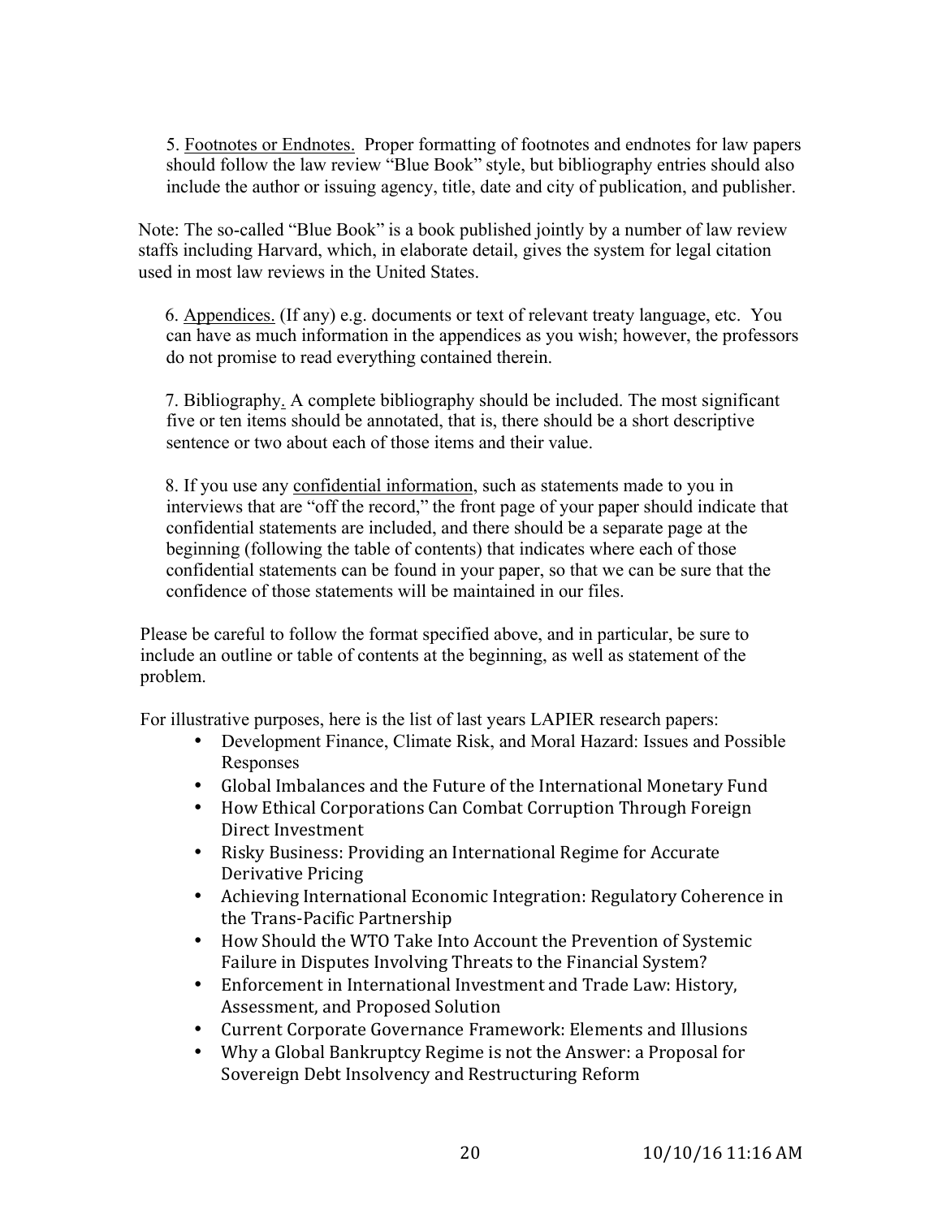5. Footnotes or Endnotes. Proper formatting of footnotes and endnotes for law papers should follow the law review "Blue Book" style, but bibliography entries should also include the author or issuing agency, title, date and city of publication, and publisher.

Note: The so-called "Blue Book" is a book published jointly by a number of law review staffs including Harvard, which, in elaborate detail, gives the system for legal citation used in most law reviews in the United States.

6. Appendices. (If any) e.g. documents or text of relevant treaty language, etc. You can have as much information in the appendices as you wish; however, the professors do not promise to read everything contained therein.

7. Bibliography. A complete bibliography should be included. The most significant five or ten items should be annotated, that is, there should be a short descriptive sentence or two about each of those items and their value.

8. If you use any confidential information, such as statements made to you in interviews that are "off the record," the front page of your paper should indicate that confidential statements are included, and there should be a separate page at the beginning (following the table of contents) that indicates where each of those confidential statements can be found in your paper, so that we can be sure that the confidence of those statements will be maintained in our files.

Please be careful to follow the format specified above, and in particular, be sure to include an outline or table of contents at the beginning, as well as statement of the problem.

For illustrative purposes, here is the list of last years LAPIER research papers:

- Development Finance, Climate Risk, and Moral Hazard: Issues and Possible Responses
- Global Imbalances and the Future of the International Monetary Fund
- How Ethical Corporations Can Combat Corruption Through Foreign Direct Investment
- Risky Business: Providing an International Regime for Accurate Derivative Pricing
- Achieving International Economic Integration: Regulatory Coherence in the Trans-Pacific Partnership
- How Should the WTO Take Into Account the Prevention of Systemic Failure in Disputes Involving Threats to the Financial System?
- Enforcement in International Investment and Trade Law: History, Assessment, and Proposed Solution
- Current Corporate Governance Framework: Elements and Illusions
- Why a Global Bankruptcy Regime is not the Answer: a Proposal for Sovereign Debt Insolvency and Restructuring Reform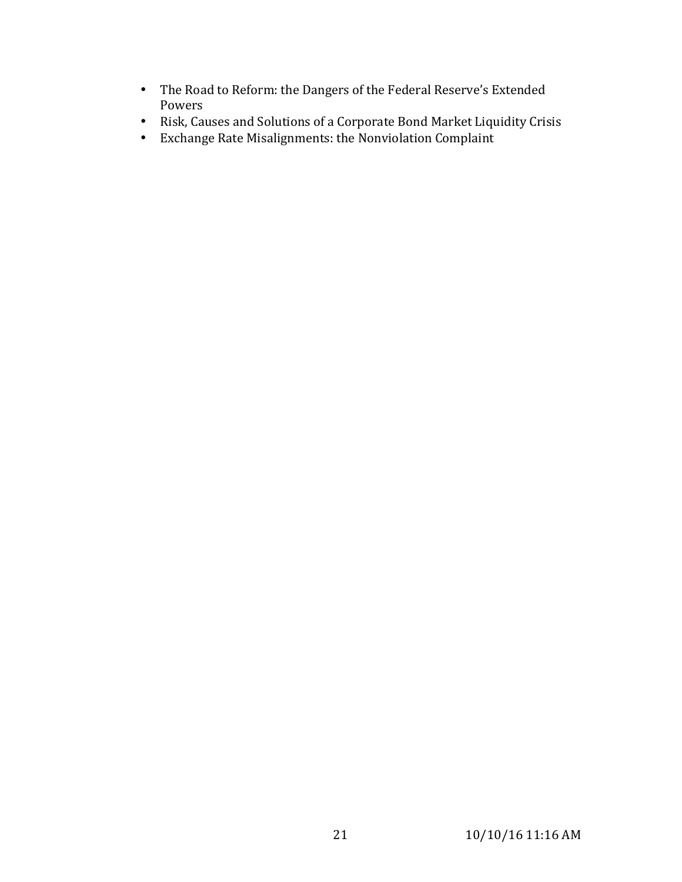- The Road to Reform: the Dangers of the Federal Reserve's Extended Powers
- Risk, Causes and Solutions of a Corporate Bond Market Liquidity Crisis
- Exchange Rate Misalignments: the Nonviolation Complaint